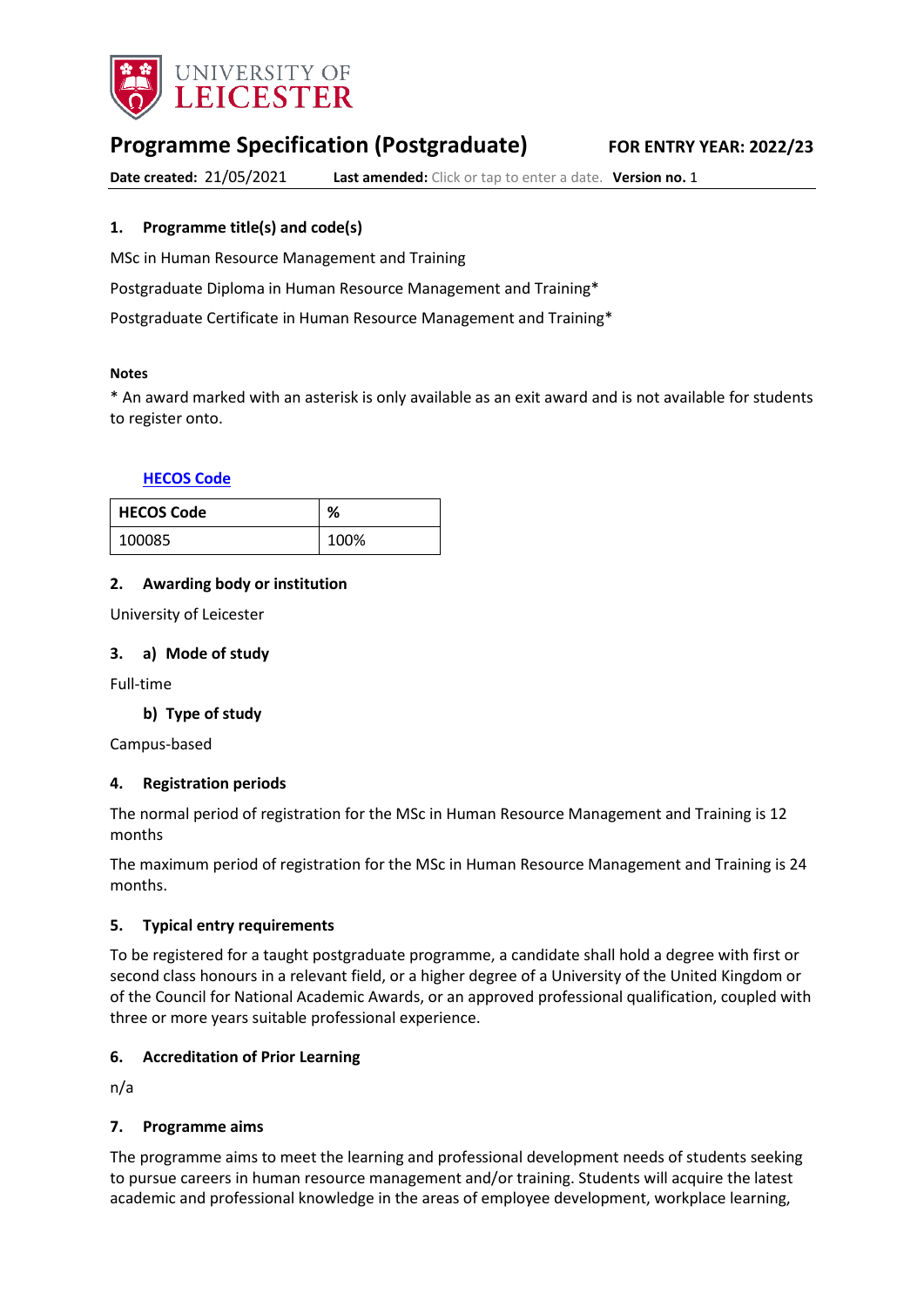UNIVERSITY OF LEICESTER

# Programme Specification (Postgraduate)

**FOR ENTRY YEAR: 2022/23**

**Date created:** 21/05/2021 **Last amended:** Click or tap to enter a date. **Version no.** 1

## 1. Programme title(s) and code(s)

MSc in Human Resource Management and Training

Postgraduate Diploma in Human Resource Management and Training*

Postgraduate Certificate in Human Resource Management and Training*

**Notes**

* An award marked with an asterisk is only available as an exit award and is not available for students to register onto.

**HECOS Code**

| HECOS Code | % |
| --- | --- |
| 100085 | 100% |

## 2. Awarding body or institution

University of Leicester

## 3. a) Mode of study

Full-time

### b) Type of study

Campus-based

## 4. Registration periods

The normal period of registration for the MSc in Human Resource Management and Training is 12 months

The maximum period of registration for the MSc in Human Resource Management and Training is 24 months.

## 5. Typical entry requirements

To be registered for a taught postgraduate programme, a candidate shall hold a degree with first or second class honours in a relevant field, or a higher degree of a University of the United Kingdom or of the Council for National Academic Awards, or an approved professional qualification, coupled with three or more years suitable professional experience.

## 6. Accreditation of Prior Learning

n/a

## 7. Programme aims

The programme aims to meet the learning and professional development needs of students seeking to pursue careers in human resource management and/or training. Students will acquire the latest academic and professional knowledge in the areas of employee development, workplace learning,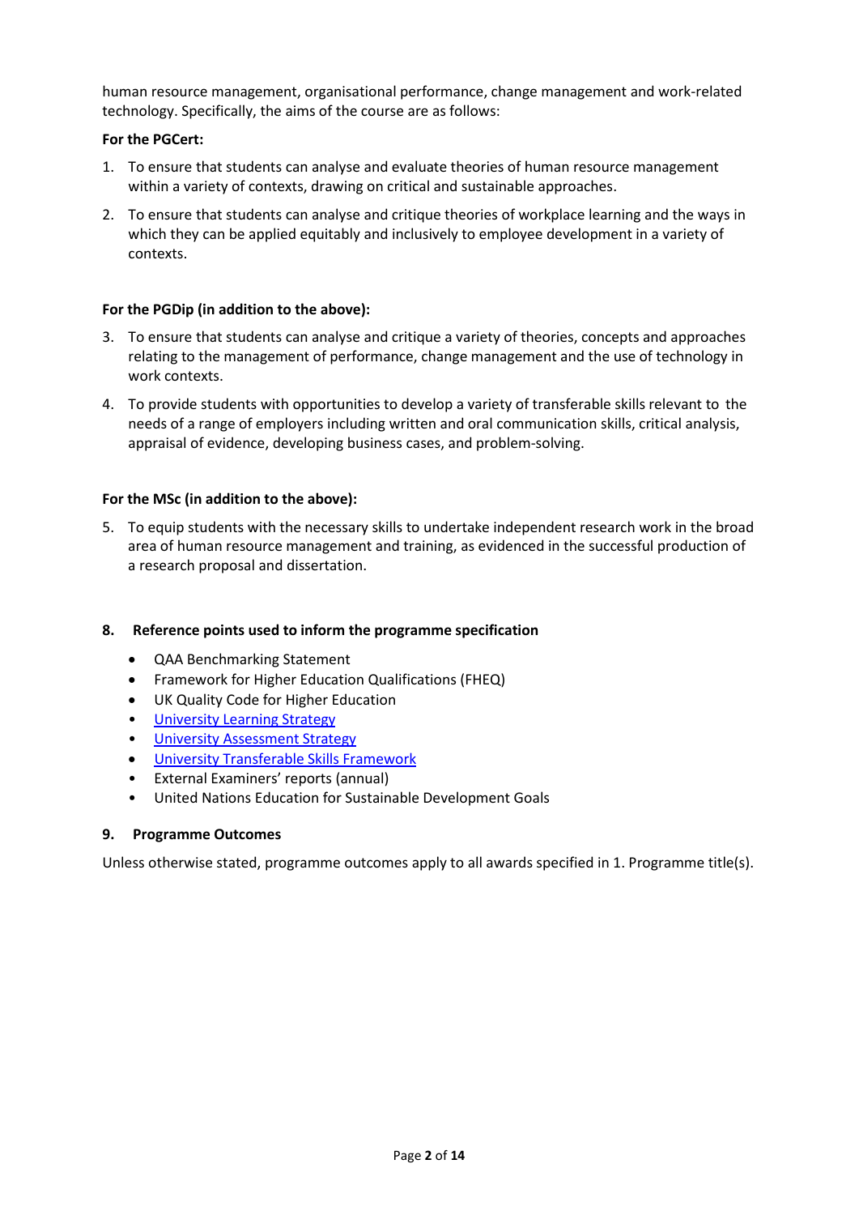human resource management, organisational performance, change management and work-related technology. Specifically, the aims of the course are as follows:

**For the PGCert:**

1. To ensure that students can analyse and evaluate theories of human resource management within a variety of contexts, drawing on critical and sustainable approaches.
2. To ensure that students can analyse and critique theories of workplace learning and the ways in which they can be applied equitably and inclusively to employee development in a variety of contexts.

**For the PGDip (in addition to the above):**

3. To ensure that students can analyse and critique a variety of theories, concepts and approaches relating to the management of performance, change management and the use of technology in work contexts.
4. To provide students with opportunities to develop a variety of transferable skills relevant to the needs of a range of employers including written and oral communication skills, critical analysis, appraisal of evidence, developing business cases, and problem-solving.

**For the MSc (in addition to the above):**

5. To equip students with the necessary skills to undertake independent research work in the broad area of human resource management and training, as evidenced in the successful production of a research proposal and dissertation.

## 8. Reference points used to inform the programme specification

- QAA Benchmarking Statement
- Framework for Higher Education Qualifications (FHEQ)
- UK Quality Code for Higher Education
- University Learning Strategy
- University Assessment Strategy
- University Transferable Skills Framework
- External Examiners' reports (annual)
- United Nations Education for Sustainable Development Goals

## 9. Programme Outcomes

Unless otherwise stated, programme outcomes apply to all awards specified in 1. Programme title(s).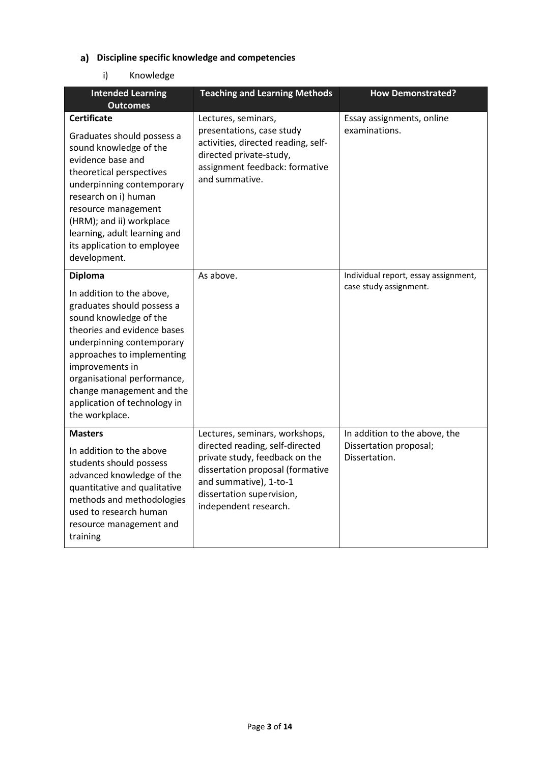## a) Discipline specific knowledge and competencies

### i) Knowledge

| Intended Learning Outcomes | Teaching and Learning Methods | How Demonstrated? |
|---|---|---|
| **Certificate**<br><br>Graduates should possess a sound knowledge of the evidence base and theoretical perspectives underpinning contemporary research on i) human resource management (HRM); and ii) workplace learning, adult learning and its application to employee development. | Lectures, seminars, presentations, case study activities, directed reading, self-directed private-study, assignment feedback: formative and summative. | Essay assignments, online examinations. |
| **Diploma**<br><br>In addition to the above, graduates should possess a sound knowledge of the theories and evidence bases underpinning contemporary approaches to implementing improvements in organisational performance, change management and the application of technology in the workplace. | As above. | Individual report, essay assignment, case study assignment. |
| **Masters**<br><br>In addition to the above students should possess advanced knowledge of the quantitative and qualitative methods and methodologies used to research human resource management and training | Lectures, seminars, workshops, directed reading, self-directed private study, feedback on the dissertation proposal (formative and summative), 1-to-1 dissertation supervision, independent research. | In addition to the above, the Dissertation proposal; Dissertation. |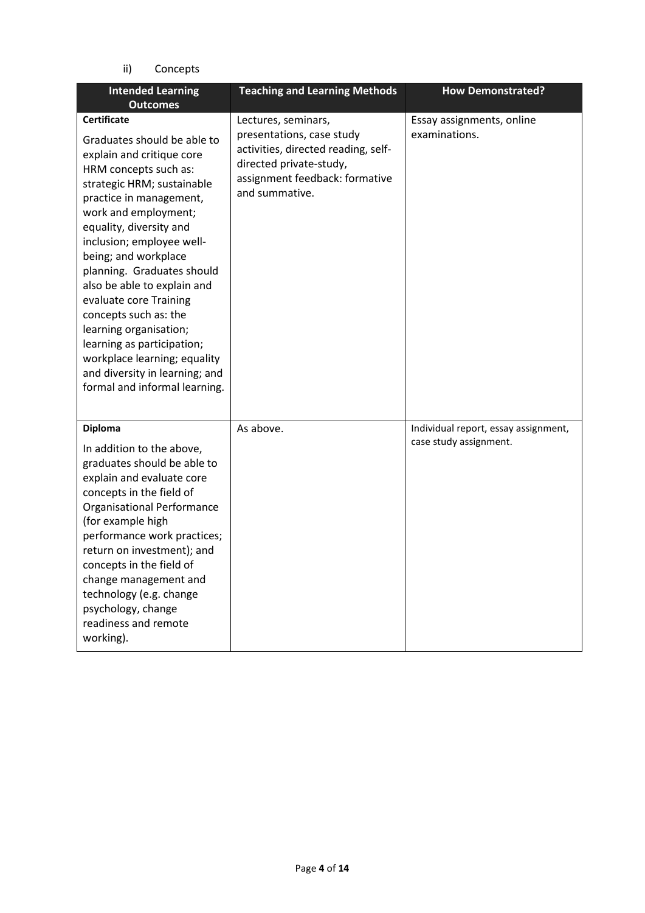ii) Concepts

| Intended Learning Outcomes | Teaching and Learning Methods | How Demonstrated? |
|---|---|---|
| **Certificate**<br><br>Graduates should be able to explain and critique core HRM concepts such as: strategic HRM; sustainable practice in management, work and employment; equality, diversity and inclusion; employee well-being; and workplace planning. Graduates should also be able to explain and evaluate core Training concepts such as: the learning organisation; learning as participation; workplace learning; equality and diversity in learning; and formal and informal learning. | Lectures, seminars, presentations, case study activities, directed reading, self-directed private-study, assignment feedback: formative and summative. | Essay assignments, online examinations. |
| **Diploma**<br><br>In addition to the above, graduates should be able to explain and evaluate core concepts in the field of Organisational Performance (for example high performance work practices; return on investment); and concepts in the field of change management and technology (e.g. change psychology, change readiness and remote working). | As above. | Individual report, essay assignment, case study assignment. |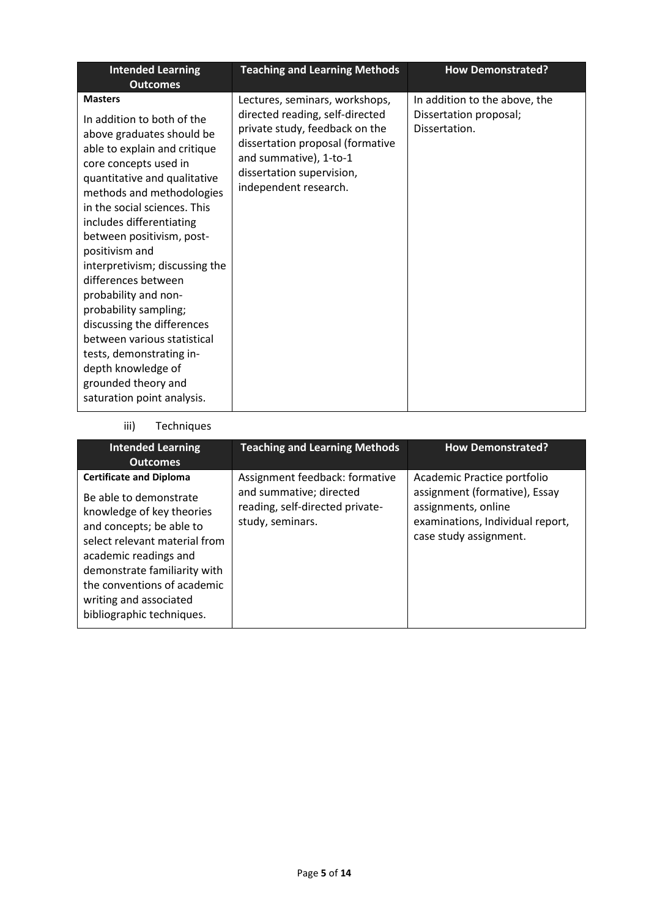| Intended Learning Outcomes | Teaching and Learning Methods | How Demonstrated? |
|---|---|---|
| **Masters**<br><br>In addition to both of the above graduates should be able to explain and critique core concepts used in quantitative and qualitative methods and methodologies in the social sciences. This includes differentiating between positivism, post-positivism and interpretivism; discussing the differences between probability and non-probability sampling; discussing the differences between various statistical tests, demonstrating in-depth knowledge of grounded theory and saturation point analysis. | Lectures, seminars, workshops, directed reading, self-directed private study, feedback on the dissertation proposal (formative and summative), 1-to-1 dissertation supervision, independent research. | In addition to the above, the Dissertation proposal; Dissertation. |

iii) Techniques

| Intended Learning Outcomes | Teaching and Learning Methods | How Demonstrated? |
|---|---|---|
| **Certificate and Diploma**<br><br>Be able to demonstrate knowledge of key theories and concepts; be able to select relevant material from academic readings and demonstrate familiarity with the conventions of academic writing and associated bibliographic techniques. | Assignment feedback: formative and summative; directed reading, self-directed private-study, seminars. | Academic Practice portfolio assignment (formative), Essay assignments, online examinations, Individual report, case study assignment. |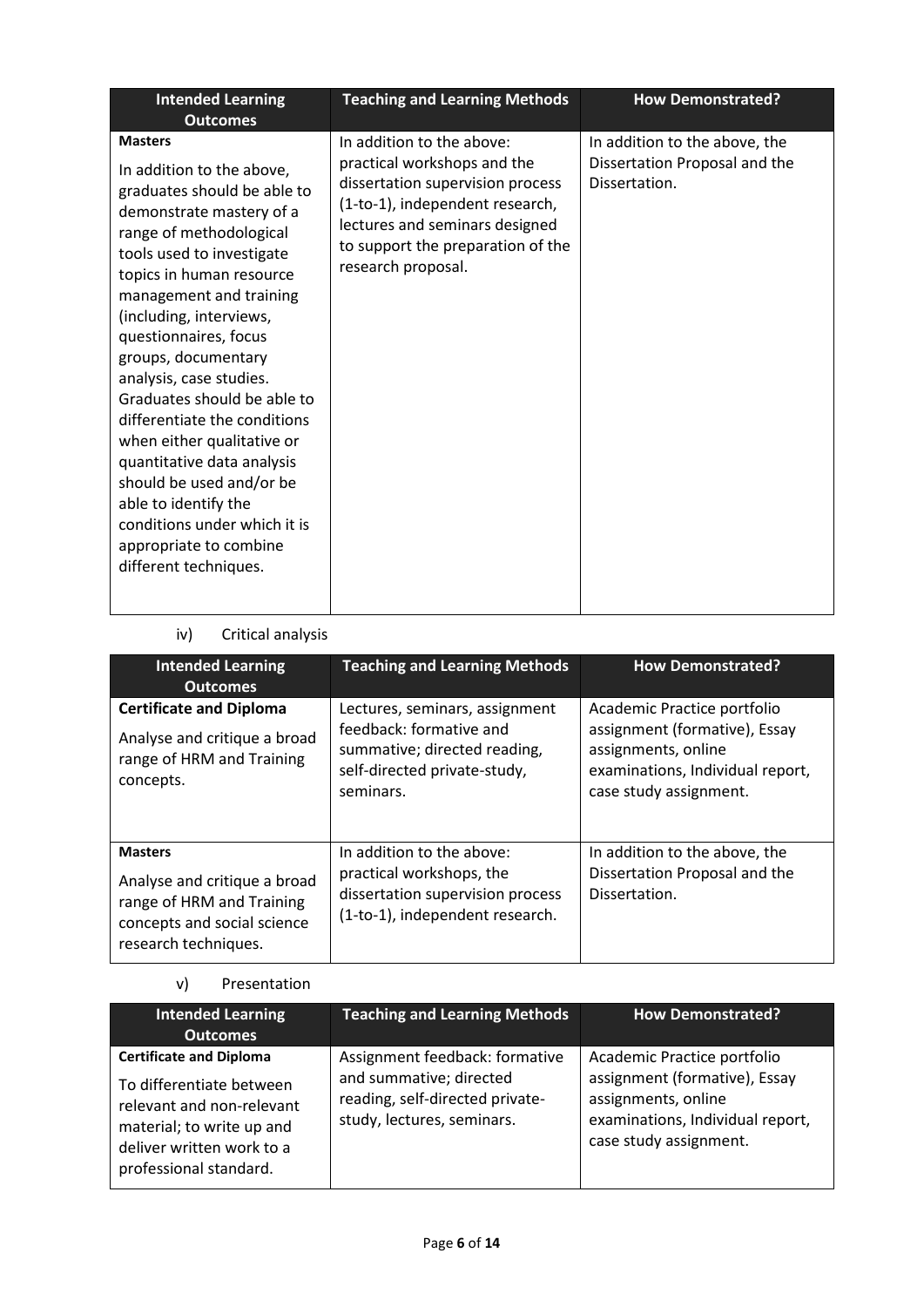| Intended Learning Outcomes | Teaching and Learning Methods | How Demonstrated? |
| --- | --- | --- |
| **Masters**<br><br>In addition to the above, graduates should be able to demonstrate mastery of a range of methodological tools used to investigate topics in human resource management and training (including, interviews, questionnaires, focus groups, documentary analysis, case studies. Graduates should be able to differentiate the conditions when either qualitative or quantitative data analysis should be used and/or be able to identify the conditions under which it is appropriate to combine different techniques. | In addition to the above: practical workshops and the dissertation supervision process (1-to-1), independent research, lectures and seminars designed to support the preparation of the research proposal. | In addition to the above, the Dissertation Proposal and the Dissertation. |

iv) Critical analysis

| Intended Learning Outcomes | Teaching and Learning Methods | How Demonstrated? |
| --- | --- | --- |
| **Certificate and Diploma**<br><br>Analyse and critique a broad range of HRM and Training concepts. | Lectures, seminars, assignment feedback: formative and summative; directed reading, self-directed private-study, seminars. | Academic Practice portfolio assignment (formative), Essay assignments, online examinations, Individual report, case study assignment. |
| **Masters**<br><br>Analyse and critique a broad range of HRM and Training concepts and social science research techniques. | In addition to the above: practical workshops, the dissertation supervision process (1-to-1), independent research. | In addition to the above, the Dissertation Proposal and the Dissertation. |

v) Presentation

| Intended Learning Outcomes | Teaching and Learning Methods | How Demonstrated? |
| --- | --- | --- |
| **Certificate and Diploma**<br><br>To differentiate between relevant and non-relevant material; to write up and deliver written work to a professional standard. | Assignment feedback: formative and summative; directed reading, self-directed private-study, lectures, seminars. | Academic Practice portfolio assignment (formative), Essay assignments, online examinations, Individual report, case study assignment. |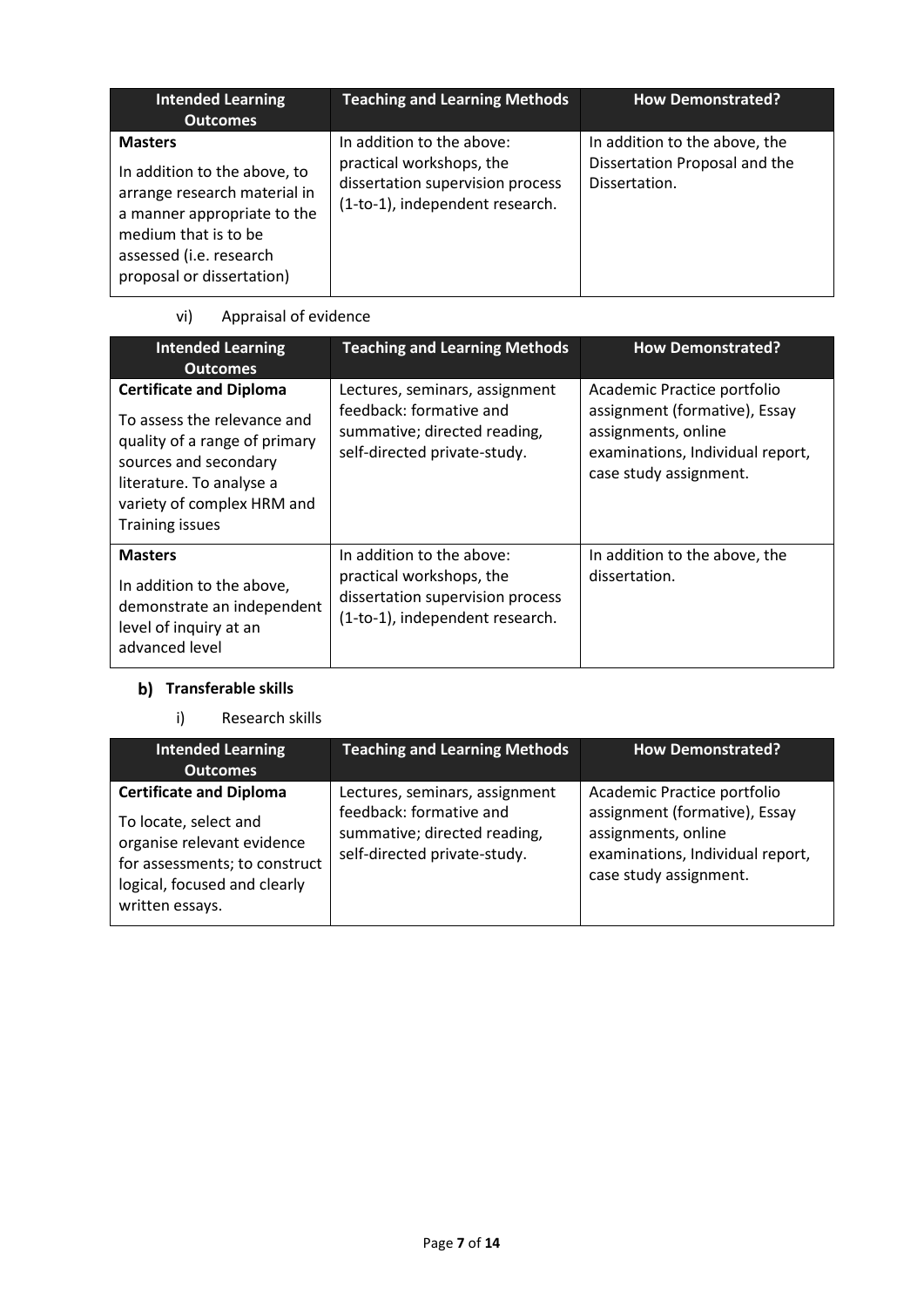| Intended Learning Outcomes | Teaching and Learning Methods | How Demonstrated? |
|---|---|---|
| **Masters**<br>In addition to the above, to arrange research material in a manner appropriate to the medium that is to be assessed (i.e. research proposal or dissertation) | In addition to the above: practical workshops, the dissertation supervision process (1-to-1), independent research. | In addition to the above, the Dissertation Proposal and the Dissertation. |

vi) Appraisal of evidence

| Intended Learning Outcomes | Teaching and Learning Methods | How Demonstrated? |
|---|---|---|
| **Certificate and Diploma**<br>To assess the relevance and quality of a range of primary sources and secondary literature. To analyse a variety of complex HRM and Training issues | Lectures, seminars, assignment feedback: formative and summative; directed reading, self-directed private-study. | Academic Practice portfolio assignment (formative), Essay assignments, online examinations, Individual report, case study assignment. |
| **Masters**<br>In addition to the above, demonstrate an independent level of inquiry at an advanced level | In addition to the above: practical workshops, the dissertation supervision process (1-to-1), independent research. | In addition to the above, the dissertation. |

### b) Transferable skills

i) Research skills

| Intended Learning Outcomes | Teaching and Learning Methods | How Demonstrated? |
|---|---|---|
| **Certificate and Diploma**<br>To locate, select and organise relevant evidence for assessments; to construct logical, focused and clearly written essays. | Lectures, seminars, assignment feedback: formative and summative; directed reading, self-directed private-study. | Academic Practice portfolio assignment (formative), Essay assignments, online examinations, Individual report, case study assignment. |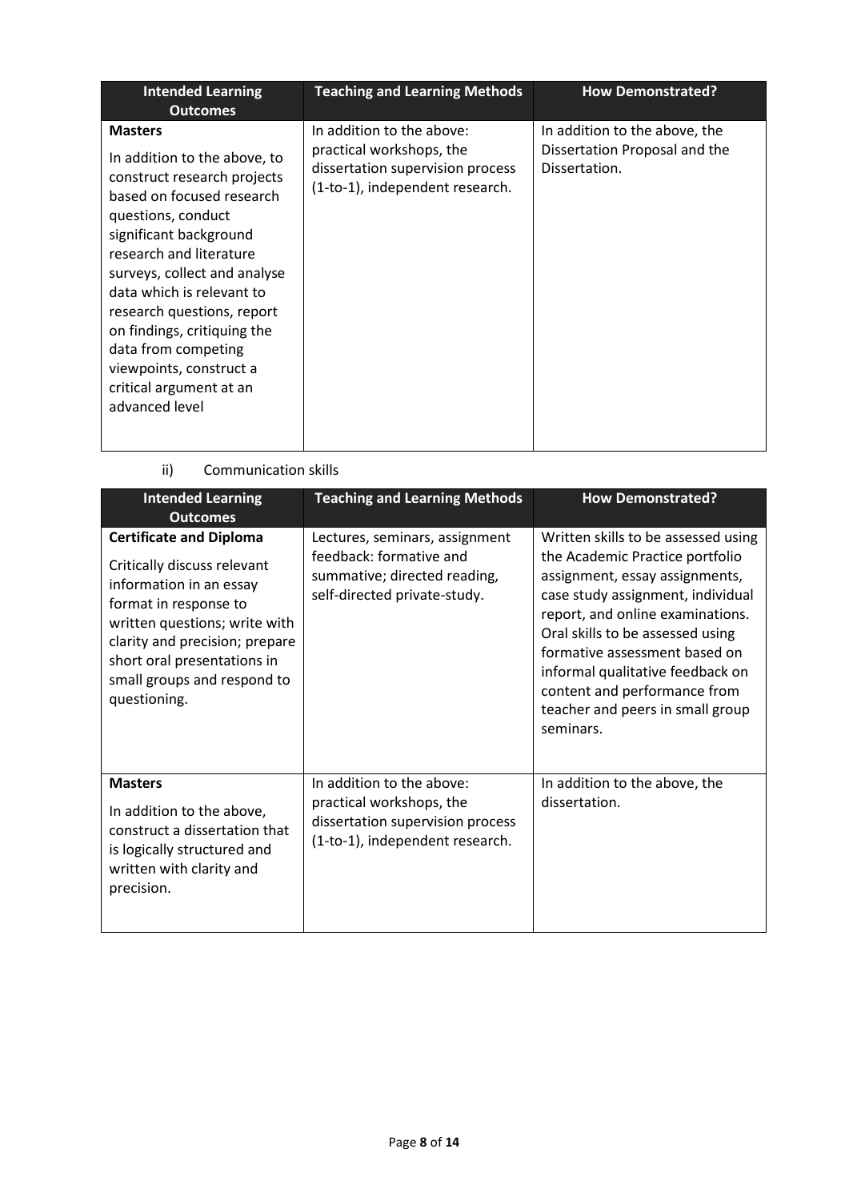| Intended Learning Outcomes | Teaching and Learning Methods | How Demonstrated? |
|---|---|---|
| **Masters** In addition to the above, to construct research projects based on focused research questions, conduct significant background research and literature surveys, collect and analyse data which is relevant to research questions, report on findings, critiquing the data from competing viewpoints, construct a critical argument at an advanced level | In addition to the above: practical workshops, the dissertation supervision process (1-to-1), independent research. | In addition to the above, the Dissertation Proposal and the Dissertation. |

ii) Communication skills

| Intended Learning Outcomes | Teaching and Learning Methods | How Demonstrated? |
|---|---|---|
| **Certificate and Diploma** Critically discuss relevant information in an essay format in response to written questions; write with clarity and precision; prepare short oral presentations in small groups and respond to questioning. | Lectures, seminars, assignment feedback: formative and summative; directed reading, self-directed private-study. | Written skills to be assessed using the Academic Practice portfolio assignment, essay assignments, case study assignment, individual report, and online examinations. Oral skills to be assessed using formative assessment based on informal qualitative feedback on content and performance from teacher and peers in small group seminars. |
| **Masters** In addition to the above, construct a dissertation that is logically structured and written with clarity and precision. | In addition to the above: practical workshops, the dissertation supervision process (1-to-1), independent research. | In addition to the above, the dissertation. |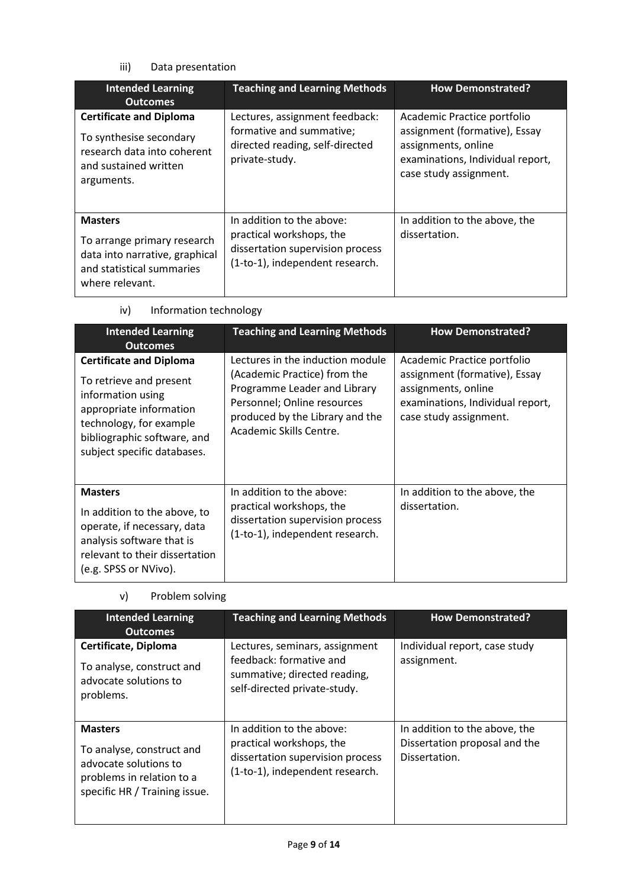iii) Data presentation

| Intended Learning Outcomes | Teaching and Learning Methods | How Demonstrated? |
|---|---|---|
| **Certificate and Diploma**<br>To synthesise secondary research data into coherent and sustained written arguments. | Lectures, assignment feedback: formative and summative; directed reading, self-directed private-study. | Academic Practice portfolio assignment (formative), Essay assignments, online examinations, Individual report, case study assignment. |
| **Masters**<br>To arrange primary research data into narrative, graphical and statistical summaries where relevant. | In addition to the above: practical workshops, the dissertation supervision process (1-to-1), independent research. | In addition to the above, the dissertation. |

iv) Information technology

| Intended Learning Outcomes | Teaching and Learning Methods | How Demonstrated? |
|---|---|---|
| **Certificate and Diploma**<br>To retrieve and present information using appropriate information technology, for example bibliographic software, and subject specific databases. | Lectures in the induction module (Academic Practice) from the Programme Leader and Library Personnel; Online resources produced by the Library and the Academic Skills Centre. | Academic Practice portfolio assignment (formative), Essay assignments, online examinations, Individual report, case study assignment. |
| **Masters**<br>In addition to the above, to operate, if necessary, data analysis software that is relevant to their dissertation (e.g. SPSS or NVivo). | In addition to the above: practical workshops, the dissertation supervision process (1-to-1), independent research. | In addition to the above, the dissertation. |

v) Problem solving

| Intended Learning Outcomes | Teaching and Learning Methods | How Demonstrated? |
|---|---|---|
| **Certificate, Diploma**<br>To analyse, construct and advocate solutions to problems. | Lectures, seminars, assignment feedback: formative and summative; directed reading, self-directed private-study. | Individual report, case study assignment. |
| **Masters**<br>To analyse, construct and advocate solutions to problems in relation to a specific HR / Training issue. | In addition to the above: practical workshops, the dissertation supervision process (1-to-1), independent research. | In addition to the above, the Dissertation proposal and the Dissertation. |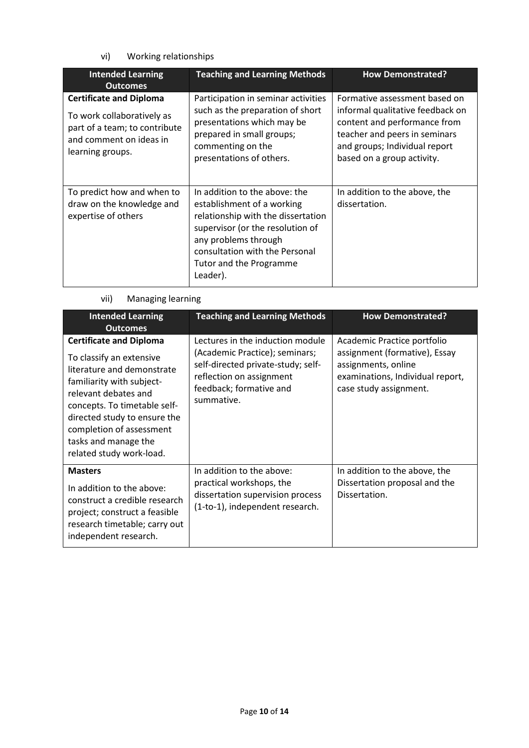vi) Working relationships

| Intended Learning Outcomes | Teaching and Learning Methods | How Demonstrated? |
| --- | --- | --- |
| **Certificate and Diploma**<br>To work collaboratively as part of a team; to contribute and comment on ideas in learning groups. | Participation in seminar activities such as the preparation of short presentations which may be prepared in small groups; commenting on the presentations of others. | Formative assessment based on informal qualitative feedback on content and performance from teacher and peers in seminars and groups; Individual report based on a group activity. |
| To predict how and when to draw on the knowledge and expertise of others | In addition to the above: the establishment of a working relationship with the dissertation supervisor (or the resolution of any problems through consultation with the Personal Tutor and the Programme Leader). | In addition to the above, the dissertation. |

vii) Managing learning

| Intended Learning Outcomes | Teaching and Learning Methods | How Demonstrated? |
| --- | --- | --- |
| **Certificate and Diploma**<br>To classify an extensive literature and demonstrate familiarity with subject-relevant debates and concepts. To timetable self-directed study to ensure the completion of assessment tasks and manage the related study work-load. | Lectures in the induction module (Academic Practice); seminars; self-directed private-study; self-reflection on assignment feedback; formative and summative. | Academic Practice portfolio assignment (formative), Essay assignments, online examinations, Individual report, case study assignment. |
| **Masters**<br>In addition to the above: construct a credible research project; construct a feasible research timetable; carry out independent research. | In addition to the above: practical workshops, the dissertation supervision process (1-to-1), independent research. | In addition to the above, the Dissertation proposal and the Dissertation. |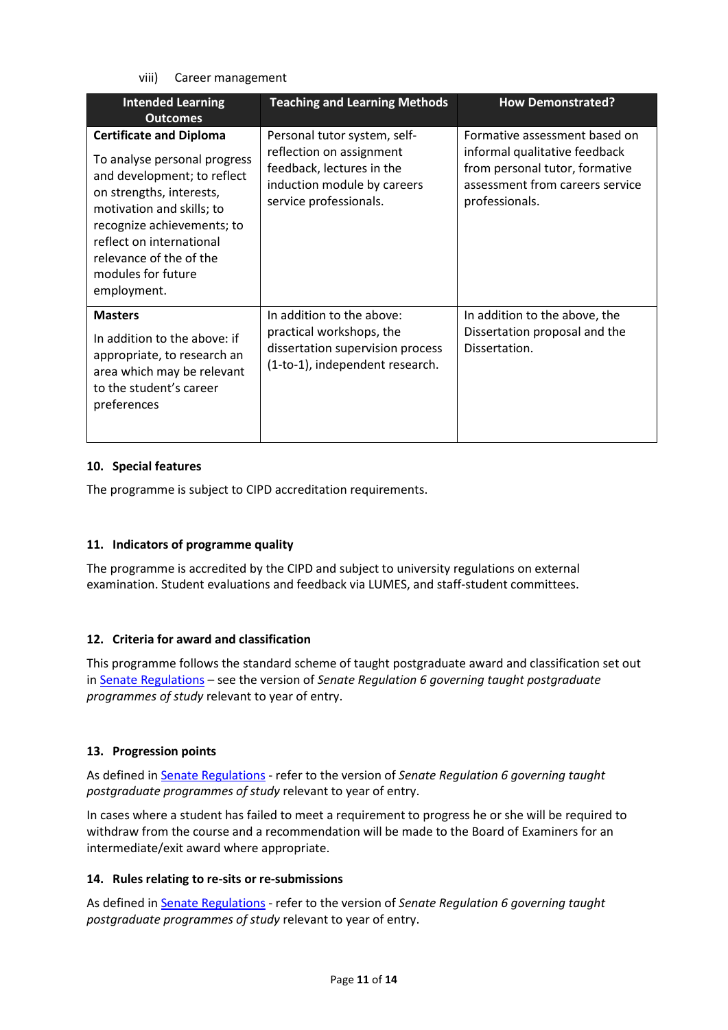viii) Career management

| Intended Learning Outcomes | Teaching and Learning Methods | How Demonstrated? |
|---|---|---|
| **Certificate and Diploma**<br><br>To analyse personal progress and development; to reflect on strengths, interests, motivation and skills; to recognize achievements; to reflect on international relevance of the of the modules for future employment. | Personal tutor system, self-reflection on assignment feedback, lectures in the induction module by careers service professionals. | Formative assessment based on informal qualitative feedback from personal tutor, formative assessment from careers service professionals. |
| **Masters**<br><br>In addition to the above: if appropriate, to research an area which may be relevant to the student's career preferences | In addition to the above: practical workshops, the dissertation supervision process (1-to-1), independent research. | In addition to the above, the Dissertation proposal and the Dissertation. |

### 10. Special features

The programme is subject to CIPD accreditation requirements.

### 11. Indicators of programme quality

The programme is accredited by the CIPD and subject to university regulations on external examination. Student evaluations and feedback via LUMES, and staff-student committees.

### 12. Criteria for award and classification

This programme follows the standard scheme of taught postgraduate award and classification set out in Senate Regulations – see the version of *Senate Regulation 6 governing taught postgraduate programmes of study* relevant to year of entry.

### 13. Progression points

As defined in Senate Regulations - refer to the version of *Senate Regulation 6 governing taught postgraduate programmes of study* relevant to year of entry.

In cases where a student has failed to meet a requirement to progress he or she will be required to withdraw from the course and a recommendation will be made to the Board of Examiners for an intermediate/exit award where appropriate.

### 14. Rules relating to re-sits or re-submissions

As defined in Senate Regulations - refer to the version of *Senate Regulation 6 governing taught postgraduate programmes of study* relevant to year of entry.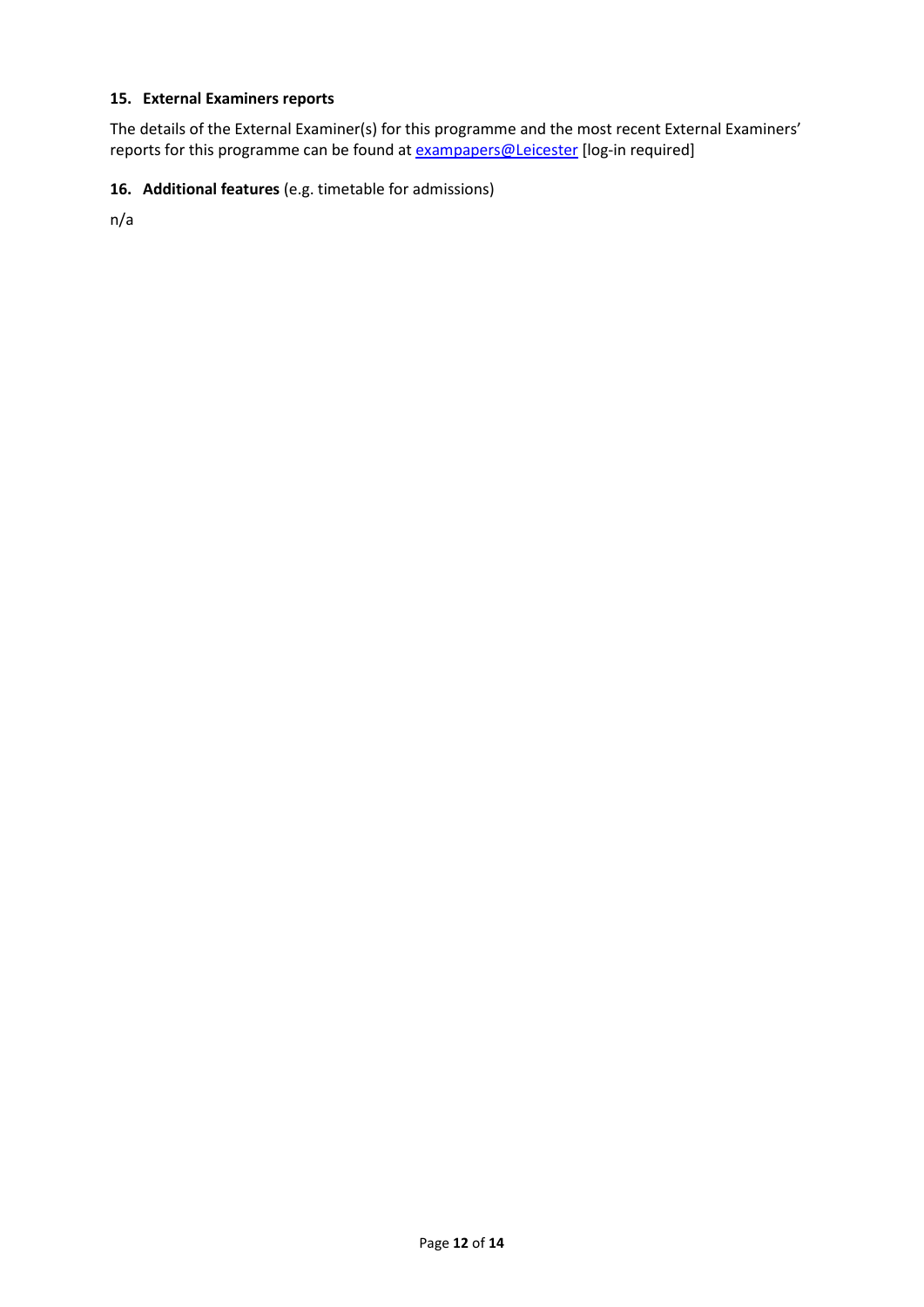### 15. External Examiners reports

The details of the External Examiner(s) for this programme and the most recent External Examiners' reports for this programme can be found at exampapers@Leicester [log-in required]

### 16. Additional features (e.g. timetable for admissions)

n/a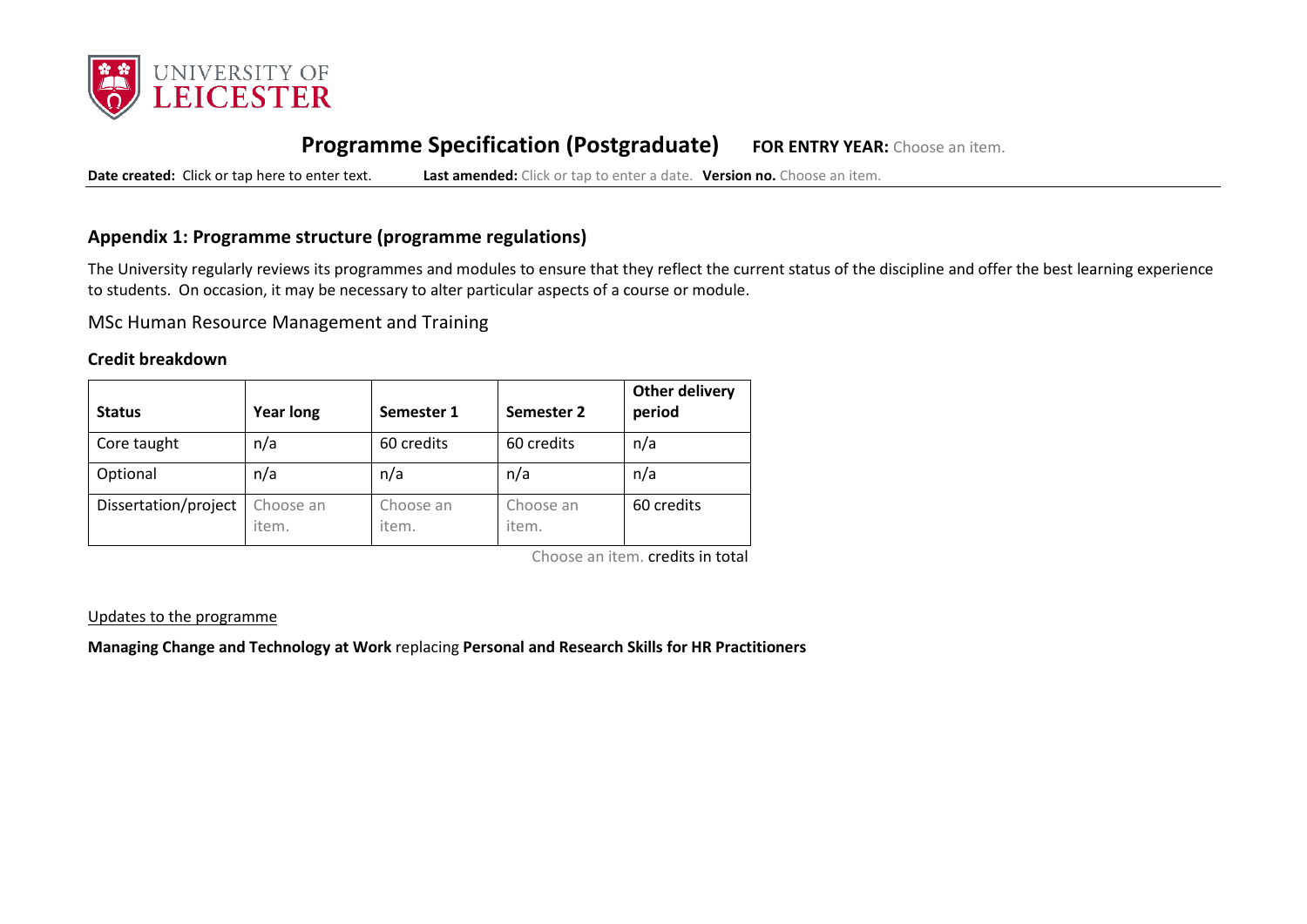UNIVERSITY OF LEICESTER

# Programme Specification (Postgraduate) **FOR ENTRY YEAR:** Choose an item.

**Date created:** Click or tap here to enter text. **Last amended:** Click or tap to enter a date. **Version no.** Choose an item.

## Appendix 1: Programme structure (programme regulations)

The University regularly reviews its programmes and modules to ensure that they reflect the current status of the discipline and offer the best learning experience to students. On occasion, it may be necessary to alter particular aspects of a course or module.

MSc Human Resource Management and Training

### Credit breakdown

| Status | Year long | Semester 1 | Semester 2 | Other delivery period |
|---|---|---|---|---|
| Core taught | n/a | 60 credits | 60 credits | n/a |
| Optional | n/a | n/a | n/a | n/a |
| Dissertation/project | Choose an item. | Choose an item. | Choose an item. | 60 credits |

Choose an item. credits in total

Updates to the programme

**Managing Change and Technology at Work** replacing **Personal and Research Skills for HR Practitioners**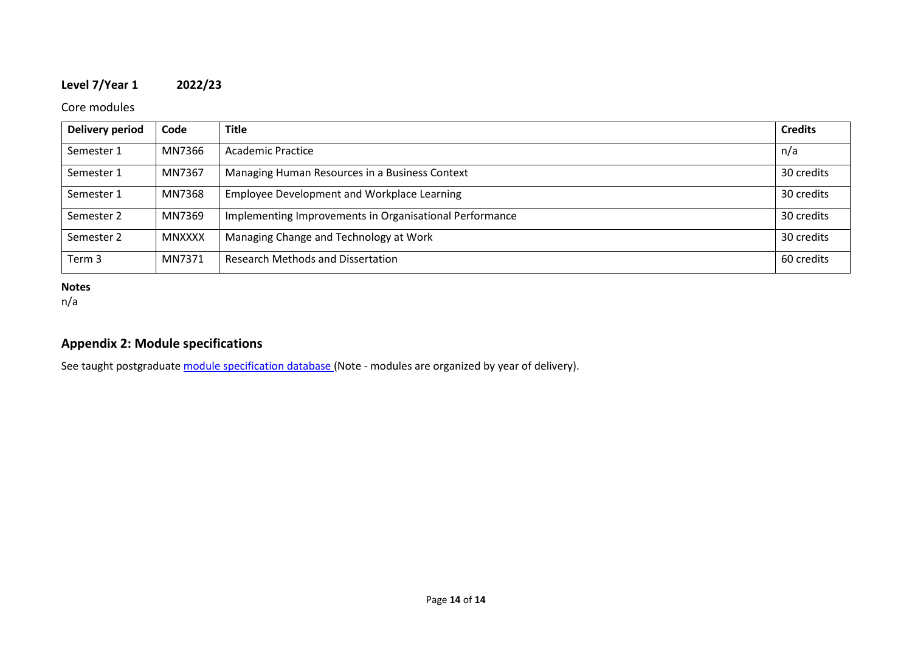**Level 7/Year 1 2022/23**

Core modules

| Delivery period | Code | Title | Credits |
|---|---|---|---|
| Semester 1 | MN7366 | Academic Practice | n/a |
| Semester 1 | MN7367 | Managing Human Resources in a Business Context | 30 credits |
| Semester 1 | MN7368 | Employee Development and Workplace Learning | 30 credits |
| Semester 2 | MN7369 | Implementing Improvements in Organisational Performance | 30 credits |
| Semester 2 | MNXXXX | Managing Change and Technology at Work | 30 credits |
| Term 3 | MN7371 | Research Methods and Dissertation | 60 credits |

**Notes**

n/a

## Appendix 2: Module specifications

See taught postgraduate module specification database (Note - modules are organized by year of delivery).